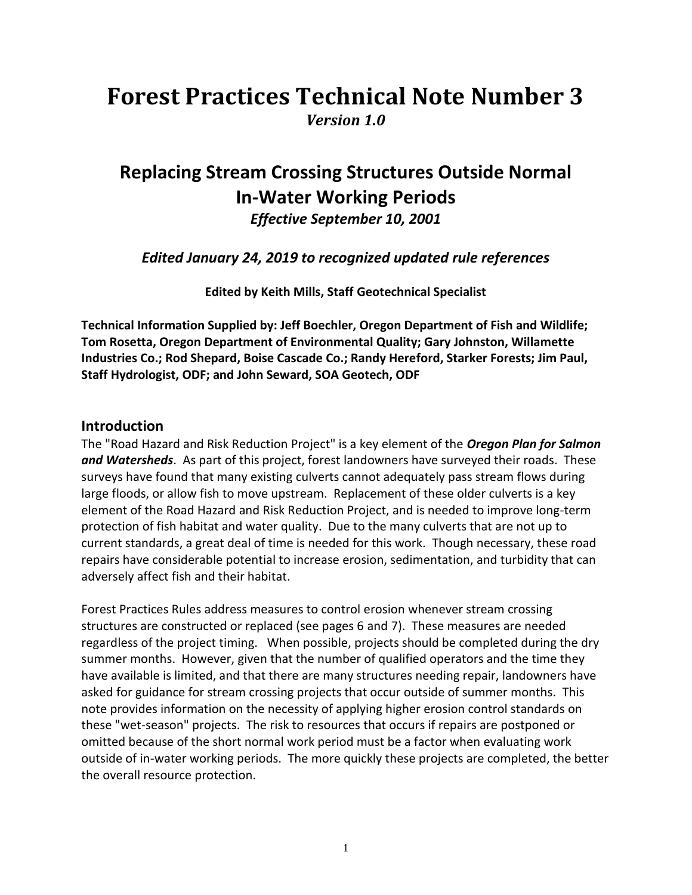# Forest Practices Technical Note Number 3

*Version 1.0*

## Replacing Stream Crossing Structures Outside Normal In-Water Working Periods

*Effective September 10, 2001*

*Edited January 24, 2019 to recognized updated rule references*

**Edited by Keith Mills, Staff Geotechnical Specialist**

**Technical Information Supplied by: Jeff Boechler, Oregon Department of Fish and Wildlife; Tom Rosetta, Oregon Department of Environmental Quality; Gary Johnston, Willamette Industries Co.; Rod Shepard, Boise Cascade Co.; Randy Hereford, Starker Forests; Jim Paul, Staff Hydrologist, ODF; and John Seward, SOA Geotech, ODF**

### Introduction

The "Road Hazard and Risk Reduction Project" is a key element of the ***Oregon Plan for Salmon and Watersheds***. As part of this project, forest landowners have surveyed their roads. These surveys have found that many existing culverts cannot adequately pass stream flows during large floods, or allow fish to move upstream. Replacement of these older culverts is a key element of the Road Hazard and Risk Reduction Project, and is needed to improve long-term protection of fish habitat and water quality. Due to the many culverts that are not up to current standards, a great deal of time is needed for this work. Though necessary, these road repairs have considerable potential to increase erosion, sedimentation, and turbidity that can adversely affect fish and their habitat.

Forest Practices Rules address measures to control erosion whenever stream crossing structures are constructed or replaced (see pages 6 and 7). These measures are needed regardless of the project timing. When possible, projects should be completed during the dry summer months. However, given that the number of qualified operators and the time they have available is limited, and that there are many structures needing repair, landowners have asked for guidance for stream crossing projects that occur outside of summer months. This note provides information on the necessity of applying higher erosion control standards on these "wet-season" projects. The risk to resources that occurs if repairs are postponed or omitted because of the short normal work period must be a factor when evaluating work outside of in-water working periods. The more quickly these projects are completed, the better the overall resource protection.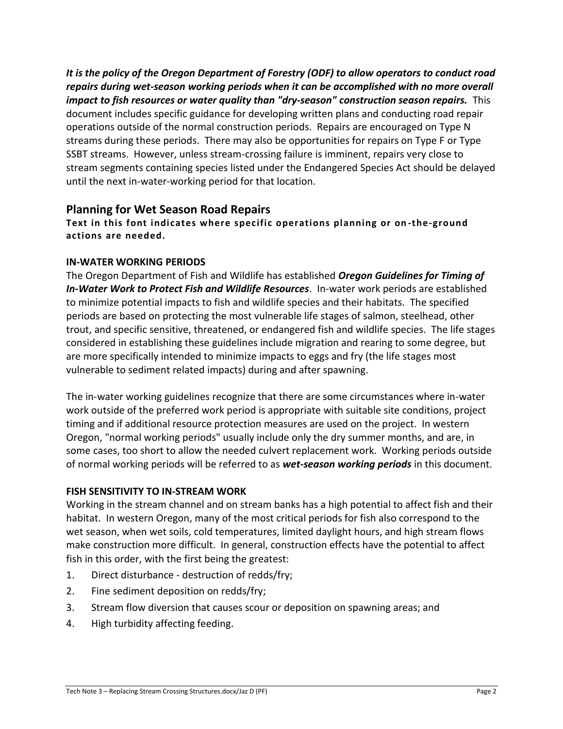***It is the policy of the Oregon Department of Forestry (ODF) to allow operators to conduct road repairs during wet-season working periods when it can be accomplished with no more overall impact to fish resources or water quality than "dry-season" construction season repairs.*** This document includes specific guidance for developing written plans and conducting road repair operations outside of the normal construction periods. Repairs are encouraged on Type N streams during these periods. There may also be opportunities for repairs on Type F or Type SSBT streams. However, unless stream-crossing failure is imminent, repairs very close to stream segments containing species listed under the Endangered Species Act should be delayed until the next in-water-working period for that location.

## Planning for Wet Season Road Repairs

**Text in this font indicates where specific operations planning or on-the-ground actions are needed.**

### IN-WATER WORKING PERIODS

The Oregon Department of Fish and Wildlife has established ***Oregon Guidelines for Timing of In-Water Work to Protect Fish and Wildlife Resources***. In-water work periods are established to minimize potential impacts to fish and wildlife species and their habitats. The specified periods are based on protecting the most vulnerable life stages of salmon, steelhead, other trout, and specific sensitive, threatened, or endangered fish and wildlife species. The life stages considered in establishing these guidelines include migration and rearing to some degree, but are more specifically intended to minimize impacts to eggs and fry (the life stages most vulnerable to sediment related impacts) during and after spawning.

The in-water working guidelines recognize that there are some circumstances where in-water work outside of the preferred work period is appropriate with suitable site conditions, project timing and if additional resource protection measures are used on the project. In western Oregon, "normal working periods" usually include only the dry summer months, and are, in some cases, too short to allow the needed culvert replacement work. Working periods outside of normal working periods will be referred to as ***wet-season working periods*** in this document.

### FISH SENSITIVITY TO IN-STREAM WORK

Working in the stream channel and on stream banks has a high potential to affect fish and their habitat. In western Oregon, many of the most critical periods for fish also correspond to the wet season, when wet soils, cold temperatures, limited daylight hours, and high stream flows make construction more difficult. In general, construction effects have the potential to affect fish in this order, with the first being the greatest:

1. Direct disturbance - destruction of redds/fry;
2. Fine sediment deposition on redds/fry;
3. Stream flow diversion that causes scour or deposition on spawning areas; and
4. High turbidity affecting feeding.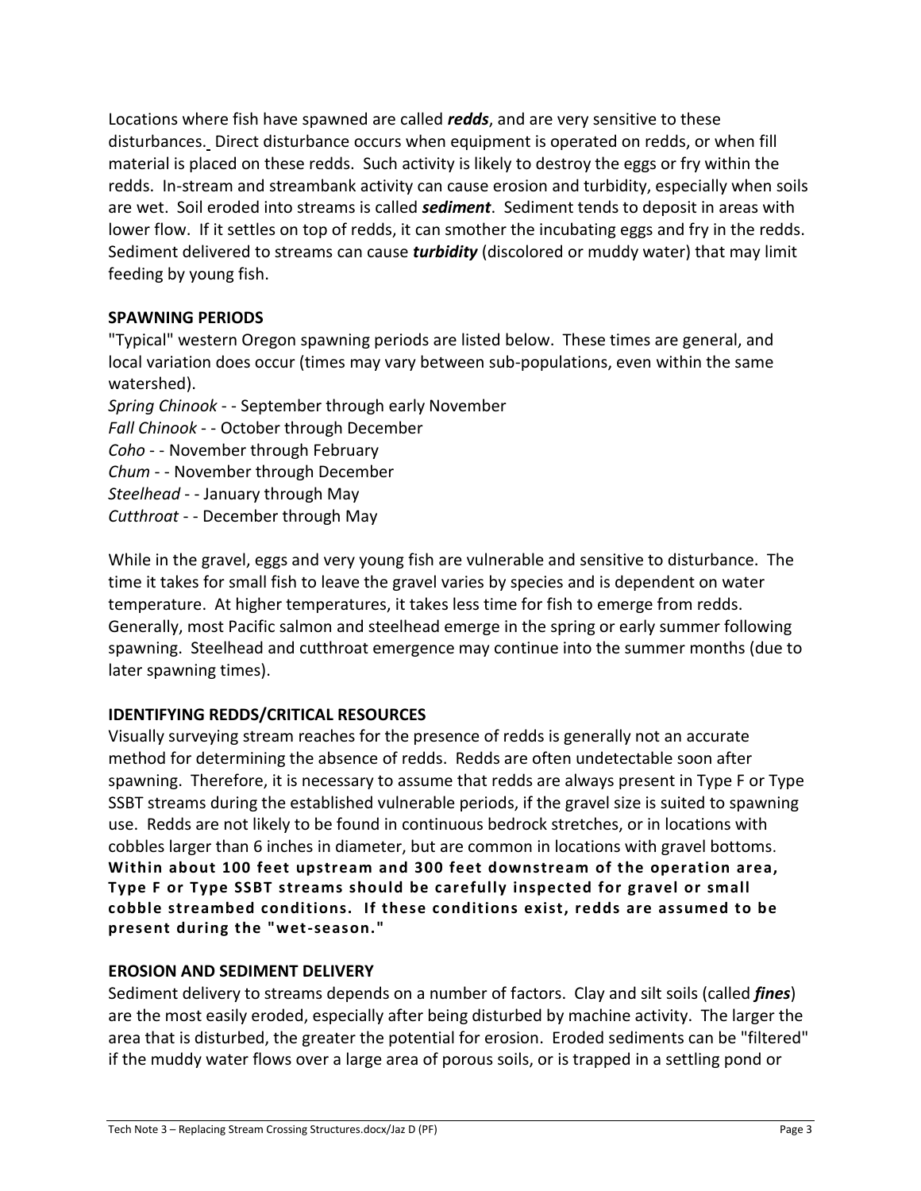Locations where fish have spawned are called ***redds***, and are very sensitive to these disturbances. Direct disturbance occurs when equipment is operated on redds, or when fill material is placed on these redds. Such activity is likely to destroy the eggs or fry within the redds. In-stream and streambank activity can cause erosion and turbidity, especially when soils are wet. Soil eroded into streams is called ***sediment***. Sediment tends to deposit in areas with lower flow. If it settles on top of redds, it can smother the incubating eggs and fry in the redds. Sediment delivered to streams can cause ***turbidity*** (discolored or muddy water) that may limit feeding by young fish.

**SPAWNING PERIODS**

"Typical" western Oregon spawning periods are listed below. These times are general, and local variation does occur (times may vary between sub-populations, even within the same watershed).

*Spring Chinook* - - September through early November
*Fall Chinook* - - October through December
*Coho* - - November through February
*Chum* - - November through December
*Steelhead* - - January through May
*Cutthroat* - - December through May

While in the gravel, eggs and very young fish are vulnerable and sensitive to disturbance. The time it takes for small fish to leave the gravel varies by species and is dependent on water temperature. At higher temperatures, it takes less time for fish to emerge from redds. Generally, most Pacific salmon and steelhead emerge in the spring or early summer following spawning. Steelhead and cutthroat emergence may continue into the summer months (due to later spawning times).

**IDENTIFYING REDDS/CRITICAL RESOURCES**

Visually surveying stream reaches for the presence of redds is generally not an accurate method for determining the absence of redds. Redds are often undetectable soon after spawning. Therefore, it is necessary to assume that redds are always present in Type F or Type SSBT streams during the established vulnerable periods, if the gravel size is suited to spawning use. Redds are not likely to be found in continuous bedrock stretches, or in locations with cobbles larger than 6 inches in diameter, but are common in locations with gravel bottoms. **Within about 100 feet upstream and 300 feet downstream of the operation area, Type F or Type SSBT streams should be carefully inspected for gravel or small cobble streambed conditions. If these conditions exist, redds are assumed to be present during the "wet-season."**

**EROSION AND SEDIMENT DELIVERY**

Sediment delivery to streams depends on a number of factors. Clay and silt soils (called ***fines***) are the most easily eroded, especially after being disturbed by machine activity. The larger the area that is disturbed, the greater the potential for erosion. Eroded sediments can be "filtered" if the muddy water flows over a large area of porous soils, or is trapped in a settling pond or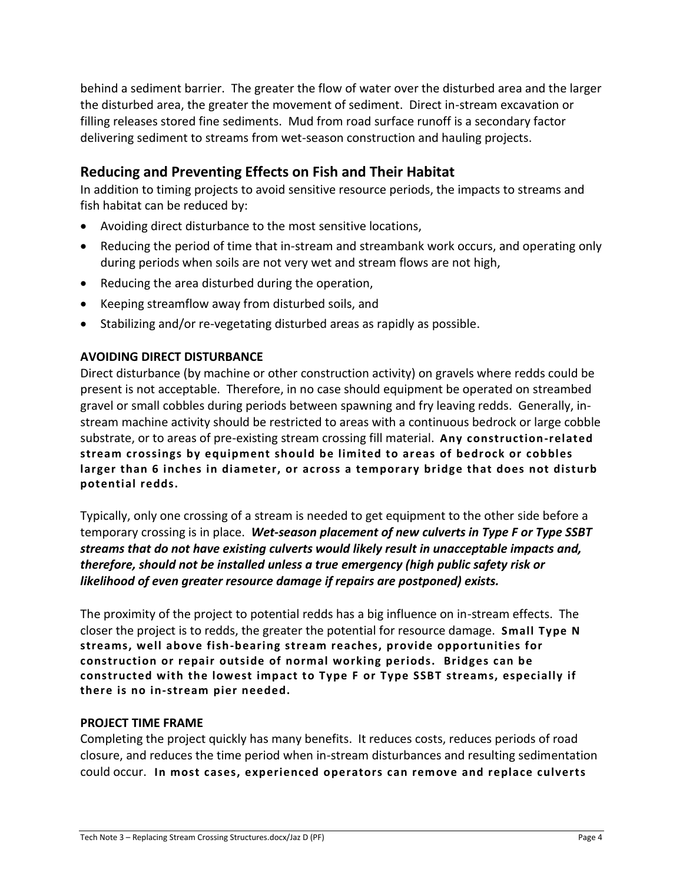behind a sediment barrier. The greater the flow of water over the disturbed area and the larger the disturbed area, the greater the movement of sediment. Direct in-stream excavation or filling releases stored fine sediments. Mud from road surface runoff is a secondary factor delivering sediment to streams from wet-season construction and hauling projects.

## Reducing and Preventing Effects on Fish and Their Habitat

In addition to timing projects to avoid sensitive resource periods, the impacts to streams and fish habitat can be reduced by:

- Avoiding direct disturbance to the most sensitive locations,
- Reducing the period of time that in-stream and streambank work occurs, and operating only during periods when soils are not very wet and stream flows are not high,
- Reducing the area disturbed during the operation,
- Keeping streamflow away from disturbed soils, and
- Stabilizing and/or re-vegetating disturbed areas as rapidly as possible.

### AVOIDING DIRECT DISTURBANCE

Direct disturbance (by machine or other construction activity) on gravels where redds could be present is not acceptable. Therefore, in no case should equipment be operated on streambed gravel or small cobbles during periods between spawning and fry leaving redds. Generally, in-stream machine activity should be restricted to areas with a continuous bedrock or large cobble substrate, or to areas of pre-existing stream crossing fill material. **Any construction-related stream crossings by equipment should be limited to areas of bedrock or cobbles larger than 6 inches in diameter, or across a temporary bridge that does not disturb potential redds.**

Typically, only one crossing of a stream is needed to get equipment to the other side before a temporary crossing is in place. ***Wet-season placement of new culverts in Type F or Type SSBT streams that do not have existing culverts would likely result in unacceptable impacts and, therefore, should not be installed unless a true emergency (high public safety risk or likelihood of even greater resource damage if repairs are postponed) exists.***

The proximity of the project to potential redds has a big influence on in-stream effects. The closer the project is to redds, the greater the potential for resource damage. **Small Type N streams, well above fish-bearing stream reaches, provide opportunities for construction or repair outside of normal working periods. Bridges can be constructed with the lowest impact to Type F or Type SSBT streams, especially if there is no in-stream pier needed.**

### PROJECT TIME FRAME

Completing the project quickly has many benefits. It reduces costs, reduces periods of road closure, and reduces the time period when in-stream disturbances and resulting sedimentation could occur. **In most cases, experienced operators can remove and replace culverts**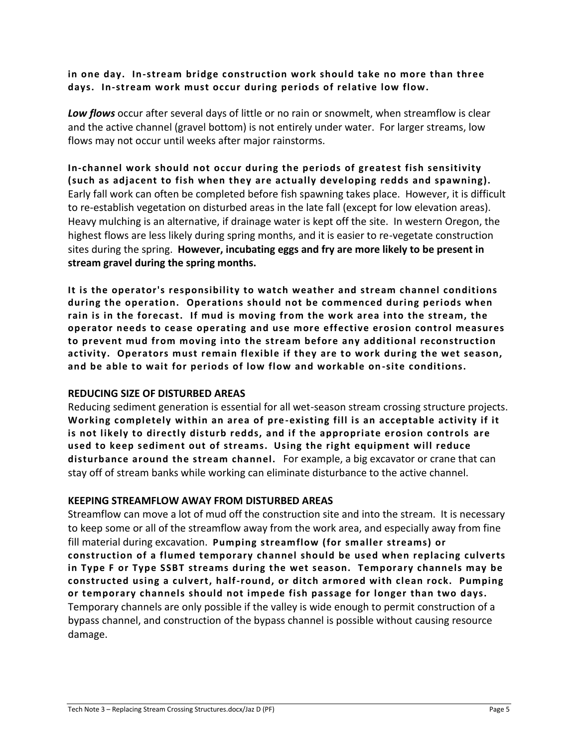**in one day. In-stream bridge construction work should take no more than three days. In-stream work must occur during periods of relative low flow.**

***Low flows*** occur after several days of little or no rain or snowmelt, when streamflow is clear and the active channel (gravel bottom) is not entirely under water. For larger streams, low flows may not occur until weeks after major rainstorms.

**In-channel work should not occur during the periods of greatest fish sensitivity (such as adjacent to fish when they are actually developing redds and spawning).** Early fall work can often be completed before fish spawning takes place. However, it is difficult to re-establish vegetation on disturbed areas in the late fall (except for low elevation areas). Heavy mulching is an alternative, if drainage water is kept off the site. In western Oregon, the highest flows are less likely during spring months, and it is easier to re-vegetate construction sites during the spring. **However, incubating eggs and fry are more likely to be present in stream gravel during the spring months.**

**It is the operator's responsibility to watch weather and stream channel conditions during the operation. Operations should not be commenced during periods when rain is in the forecast. If mud is moving from the work area into the stream, the operator needs to cease operating and use more effective erosion control measures to prevent mud from moving into the stream before any additional reconstruction activity. Operators must remain flexible if they are to work during the wet season, and be able to wait for periods of low flow and workable on-site conditions.**

### REDUCING SIZE OF DISTURBED AREAS

Reducing sediment generation is essential for all wet-season stream crossing structure projects. **Working completely within an area of pre-existing fill is an acceptable activity if it is not likely to directly disturb redds, and if the appropriate erosion controls are used to keep sediment out of streams. Using the right equipment will reduce disturbance around the stream channel.** For example, a big excavator or crane that can stay off of stream banks while working can eliminate disturbance to the active channel.

### KEEPING STREAMFLOW AWAY FROM DISTURBED AREAS

Streamflow can move a lot of mud off the construction site and into the stream. It is necessary to keep some or all of the streamflow away from the work area, and especially away from fine fill material during excavation. **Pumping streamflow (for smaller streams) or construction of a flumed temporary channel should be used when replacing culverts in Type F or Type SSBT streams during the wet season. Temporary channels may be constructed using a culvert, half-round, or ditch armored with clean rock. Pumping or temporary channels should not impede fish passage for longer than two days.** Temporary channels are only possible if the valley is wide enough to permit construction of a bypass channel, and construction of the bypass channel is possible without causing resource damage.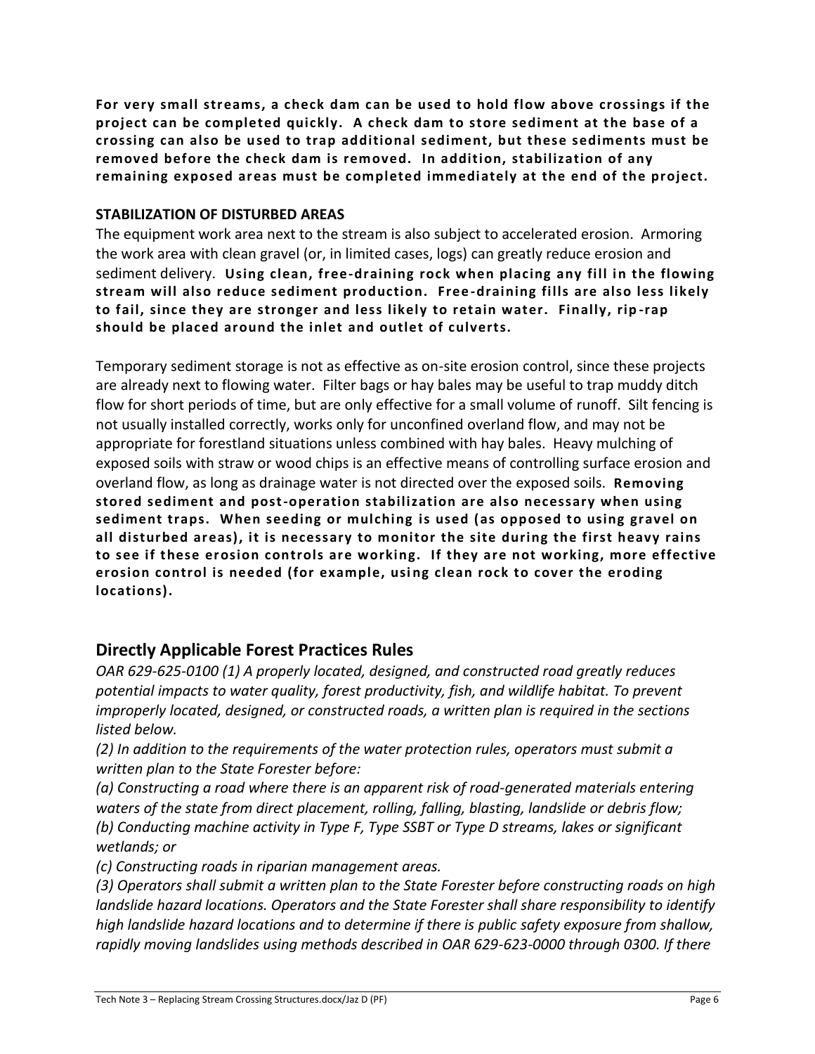**For very small streams, a check dam can be used to hold flow above crossings if the project can be completed quickly. A check dam to store sediment at the base of a crossing can also be used to trap additional sediment, but these sediments must be removed before the check dam is removed. In addition, stabilization of any remaining exposed areas must be completed immediately at the end of the project.**

### STABILIZATION OF DISTURBED AREAS

The equipment work area next to the stream is also subject to accelerated erosion. Armoring the work area with clean gravel (or, in limited cases, logs) can greatly reduce erosion and sediment delivery. **Using clean, free-draining rock when placing any fill in the flowing stream will also reduce sediment production. Free-draining fills are also less likely to fail, since they are stronger and less likely to retain water. Finally, rip-rap should be placed around the inlet and outlet of culverts.**

Temporary sediment storage is not as effective as on-site erosion control, since these projects are already next to flowing water. Filter bags or hay bales may be useful to trap muddy ditch flow for short periods of time, but are only effective for a small volume of runoff. Silt fencing is not usually installed correctly, works only for unconfined overland flow, and may not be appropriate for forestland situations unless combined with hay bales. Heavy mulching of exposed soils with straw or wood chips is an effective means of controlling surface erosion and overland flow, as long as drainage water is not directed over the exposed soils. **Removing stored sediment and post-operation stabilization are also necessary when using sediment traps. When seeding or mulching is used (as opposed to using gravel on all disturbed areas), it is necessary to monitor the site during the first heavy rains to see if these erosion controls are working. If they are not working, more effective erosion control is needed (for example, using clean rock to cover the eroding locations).**

## Directly Applicable Forest Practices Rules

*OAR 629-625-0100 (1) A properly located, designed, and constructed road greatly reduces potential impacts to water quality, forest productivity, fish, and wildlife habitat. To prevent improperly located, designed, or constructed roads, a written plan is required in the sections listed below.*

*(2) In addition to the requirements of the water protection rules, operators must submit a written plan to the State Forester before:*

*(a) Constructing a road where there is an apparent risk of road-generated materials entering waters of the state from direct placement, rolling, falling, blasting, landslide or debris flow;*

*(b) Conducting machine activity in Type F, Type SSBT or Type D streams, lakes or significant wetlands; or*

*(c) Constructing roads in riparian management areas.*

*(3) Operators shall submit a written plan to the State Forester before constructing roads on high landslide hazard locations. Operators and the State Forester shall share responsibility to identify high landslide hazard locations and to determine if there is public safety exposure from shallow, rapidly moving landslides using methods described in OAR 629-623-0000 through 0300. If there*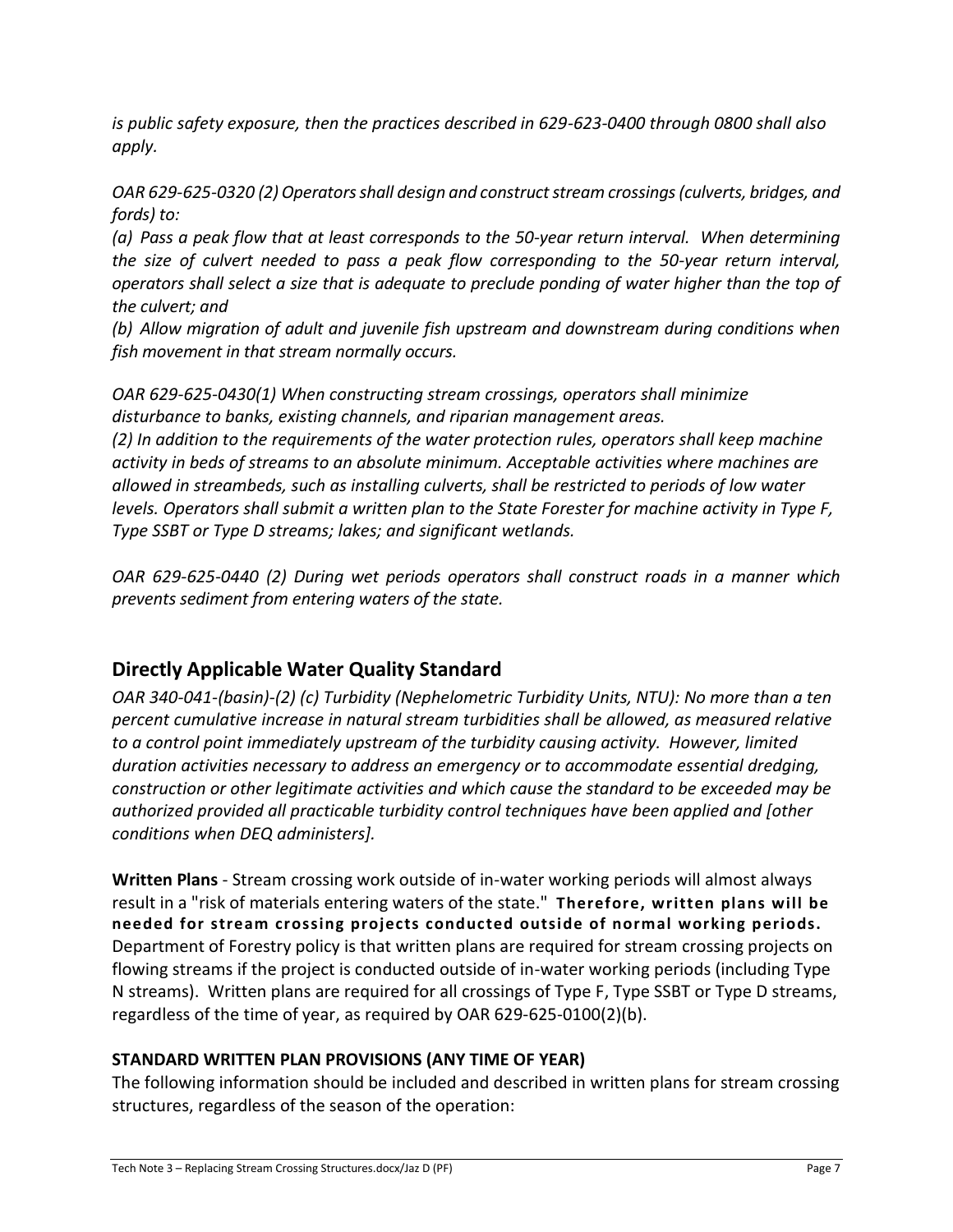*is public safety exposure, then the practices described in 629-623-0400 through 0800 shall also apply.*

*OAR 629-625-0320 (2) Operators shall design and construct stream crossings (culverts, bridges, and fords) to:*

*(a) Pass a peak flow that at least corresponds to the 50-year return interval. When determining the size of culvert needed to pass a peak flow corresponding to the 50-year return interval, operators shall select a size that is adequate to preclude ponding of water higher than the top of the culvert; and*

*(b) Allow migration of adult and juvenile fish upstream and downstream during conditions when fish movement in that stream normally occurs.*

*OAR 629-625-0430(1) When constructing stream crossings, operators shall minimize disturbance to banks, existing channels, and riparian management areas.*

*(2) In addition to the requirements of the water protection rules, operators shall keep machine activity in beds of streams to an absolute minimum. Acceptable activities where machines are allowed in streambeds, such as installing culverts, shall be restricted to periods of low water levels. Operators shall submit a written plan to the State Forester for machine activity in Type F, Type SSBT or Type D streams; lakes; and significant wetlands.*

*OAR 629-625-0440 (2) During wet periods operators shall construct roads in a manner which prevents sediment from entering waters of the state.*

## Directly Applicable Water Quality Standard

*OAR 340-041-(basin)-(2) (c) Turbidity (Nephelometric Turbidity Units, NTU): No more than a ten percent cumulative increase in natural stream turbidities shall be allowed, as measured relative to a control point immediately upstream of the turbidity causing activity. However, limited duration activities necessary to address an emergency or to accommodate essential dredging, construction or other legitimate activities and which cause the standard to be exceeded may be authorized provided all practicable turbidity control techniques have been applied and [other conditions when DEQ administers].*

**Written Plans** - Stream crossing work outside of in-water working periods will almost always result in a "risk of materials entering waters of the state." **Therefore, written plans will be needed for stream crossing projects conducted outside of normal working periods.** Department of Forestry policy is that written plans are required for stream crossing projects on flowing streams if the project is conducted outside of in-water working periods (including Type N streams). Written plans are required for all crossings of Type F, Type SSBT or Type D streams, regardless of the time of year, as required by OAR 629-625-0100(2)(b).

**STANDARD WRITTEN PLAN PROVISIONS (ANY TIME OF YEAR)**

The following information should be included and described in written plans for stream crossing structures, regardless of the season of the operation: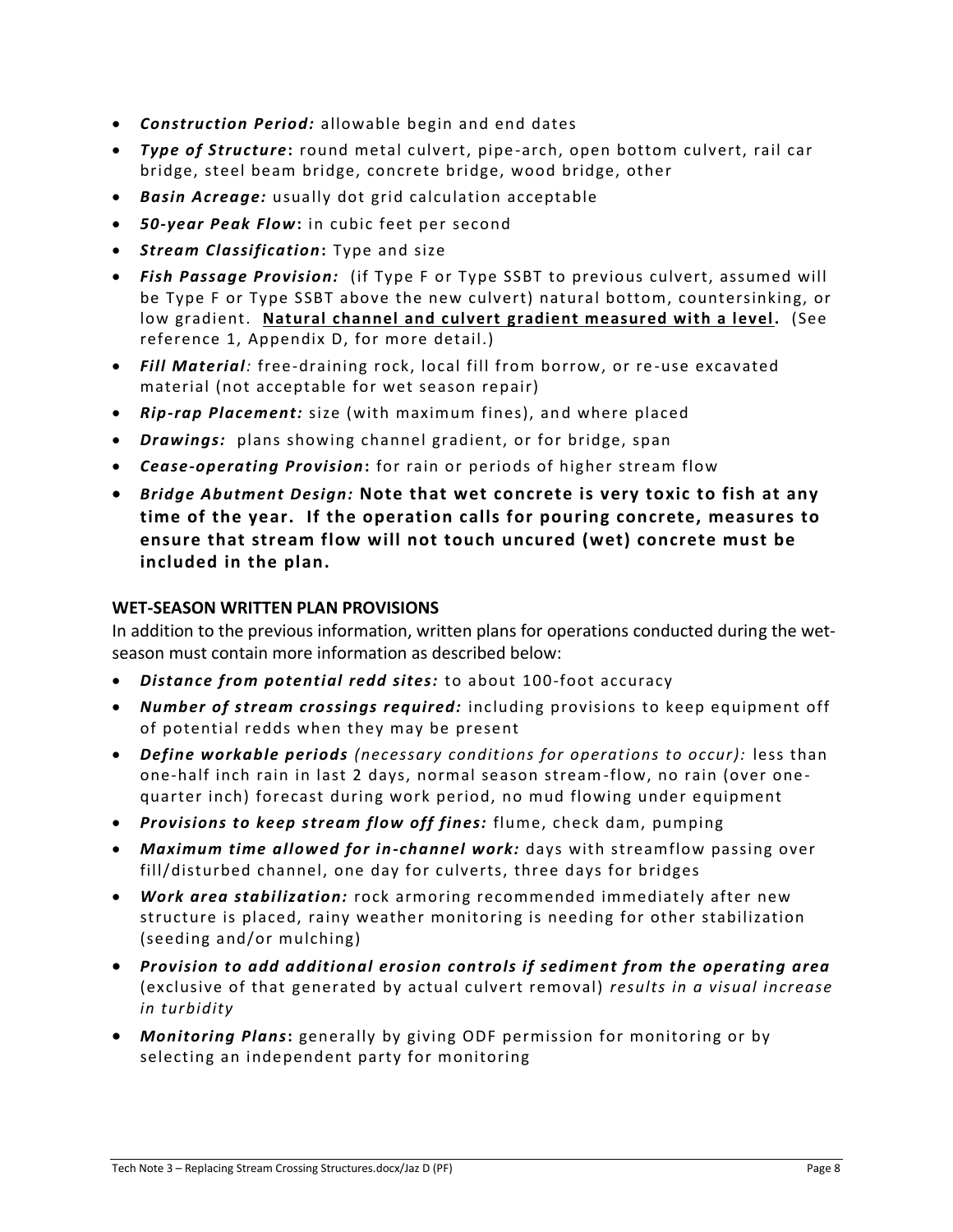- ***Construction Period:*** allowable begin and end dates
- ***Type of Structure*:** round metal culvert, pipe-arch, open bottom culvert, rail car bridge, steel beam bridge, concrete bridge, wood bridge, other
- ***Basin Acreage:*** usually dot grid calculation acceptable
- ***50-year Peak Flow*:** in cubic feet per second
- ***Stream Classification*:** Type and size
- ***Fish Passage Provision:*** (if Type F or Type SSBT to previous culvert, assumed will be Type F or Type SSBT above the new culvert) natural bottom, countersinking, or low gradient. **<u>Natural channel and culvert gradient measured with a level</u>.** (See reference 1, Appendix D, for more detail.)
- ***Fill Material**:* free-draining rock, local fill from borrow, or re-use excavated material (not acceptable for wet season repair)
- ***Rip-rap Placement:*** size (with maximum fines), and where placed
- ***Drawings:*** plans showing channel gradient, or for bridge, span
- ***Cease-operating Provision*:** for rain or periods of higher stream flow
- ***Bridge Abutment Design:*** **Note that wet concrete is very toxic to fish at any time of the year. If the operation calls for pouring concrete, measures to ensure that stream flow will not touch uncured (wet) concrete must be included in the plan.**

**WET-SEASON WRITTEN PLAN PROVISIONS**

In addition to the previous information, written plans for operations conducted during the wet-season must contain more information as described below:

- ***Distance from potential redd sites:*** to about 100-foot accuracy
- ***Number of stream crossings required:*** including provisions to keep equipment off of potential redds when they may be present
- ***Define workable periods*** *(necessary conditions for operations to occur):* less than one-half inch rain in last 2 days, normal season stream-flow, no rain (over one-quarter inch) forecast during work period, no mud flowing under equipment
- ***Provisions to keep stream flow off fines:*** flume, check dam, pumping
- ***Maximum time allowed for in-channel work:*** days with streamflow passing over fill/disturbed channel, one day for culverts, three days for bridges
- ***Work area stabilization:*** rock armoring recommended immediately after new structure is placed, rainy weather monitoring is needing for other stabilization (seeding and/or mulching)
- ***Provision to add additional erosion controls if sediment from the operating area*** (exclusive of that generated by actual culvert removal) *results in a visual increase in turbidity*
- ***Monitoring Plans*:** generally by giving ODF permission for monitoring or by selecting an independent party for monitoring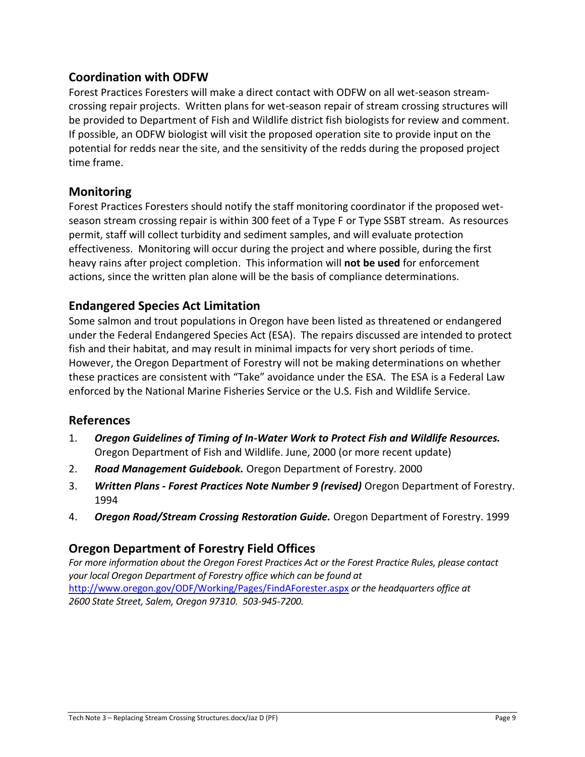## Coordination with ODFW

Forest Practices Foresters will make a direct contact with ODFW on all wet-season stream-crossing repair projects. Written plans for wet-season repair of stream crossing structures will be provided to Department of Fish and Wildlife district fish biologists for review and comment. If possible, an ODFW biologist will visit the proposed operation site to provide input on the potential for redds near the site, and the sensitivity of the redds during the proposed project time frame.

## Monitoring

Forest Practices Foresters should notify the staff monitoring coordinator if the proposed wet-season stream crossing repair is within 300 feet of a Type F or Type SSBT stream. As resources permit, staff will collect turbidity and sediment samples, and will evaluate protection effectiveness. Monitoring will occur during the project and where possible, during the first heavy rains after project completion. This information will **not be used** for enforcement actions, since the written plan alone will be the basis of compliance determinations.

## Endangered Species Act Limitation

Some salmon and trout populations in Oregon have been listed as threatened or endangered under the Federal Endangered Species Act (ESA). The repairs discussed are intended to protect fish and their habitat, and may result in minimal impacts for very short periods of time. However, the Oregon Department of Forestry will not be making determinations on whether these practices are consistent with "Take" avoidance under the ESA. The ESA is a Federal Law enforced by the National Marine Fisheries Service or the U.S. Fish and Wildlife Service.

## References

1. ***Oregon Guidelines of Timing of In-Water Work to Protect Fish and Wildlife Resources.*** Oregon Department of Fish and Wildlife. June, 2000 (or more recent update)
2. ***Road Management Guidebook.*** Oregon Department of Forestry. 2000
3. ***Written Plans - Forest Practices Note Number 9 (revised)*** Oregon Department of Forestry. 1994
4. ***Oregon Road/Stream Crossing Restoration Guide.*** Oregon Department of Forestry. 1999

## Oregon Department of Forestry Field Offices

*For more information about the Oregon Forest Practices Act or the Forest Practice Rules, please contact your local Oregon Department of Forestry office which can be found at* http://www.oregon.gov/ODF/Working/Pages/FindAForester.aspx *or the headquarters office at 2600 State Street, Salem, Oregon 97310. 503-945-7200.*